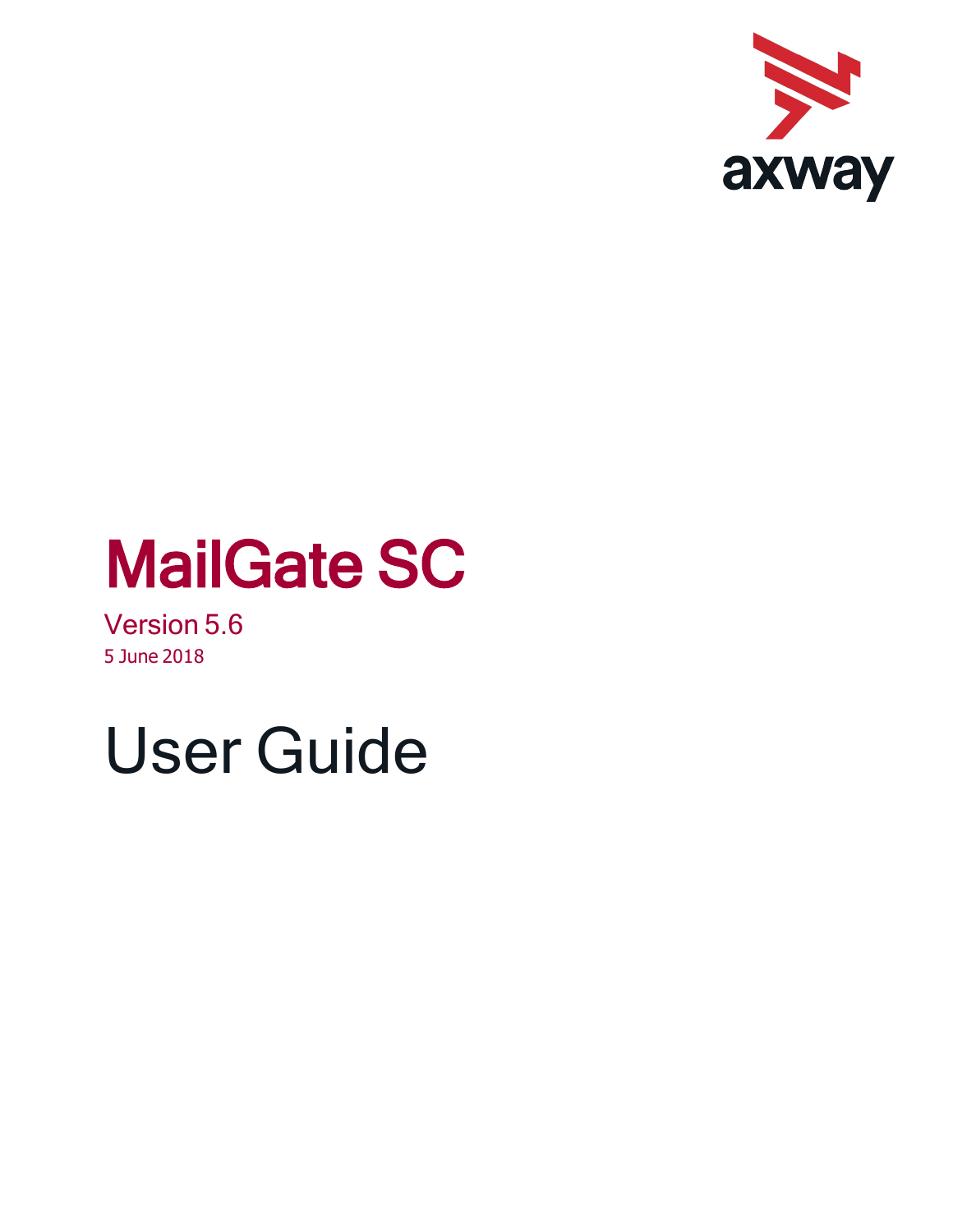axway

# MailGate SC

Version 5.6

5 June 2018

# User Guide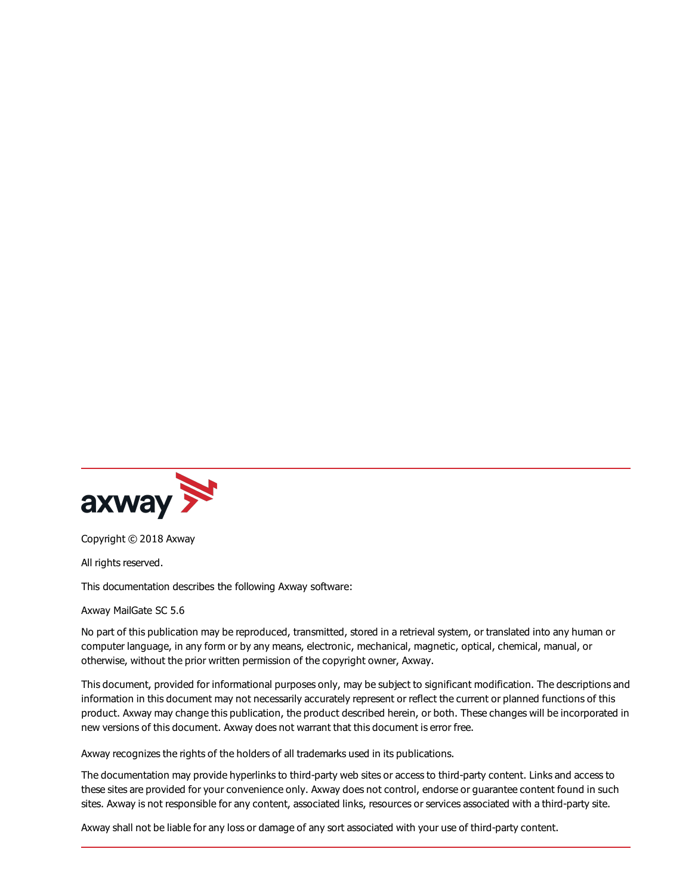Copyright © 2018 Axway

All rights reserved.

This documentation describes the following Axway software:

Axway MailGate SC 5.6

No part of this publication may be reproduced, transmitted, stored in a retrieval system, or translated into any human or computer language, in any form or by any means, electronic, mechanical, magnetic, optical, chemical, manual, or otherwise, without the prior written permission of the copyright owner, Axway.

This document, provided for informational purposes only, may be subject to significant modification. The descriptions and information in this document may not necessarily accurately represent or reflect the current or planned functions of this product. Axway may change this publication, the product described herein, or both. These changes will be incorporated in new versions of this document. Axway does not warrant that this document is error free.

Axway recognizes the rights of the holders of all trademarks used in its publications.

The documentation may provide hyperlinks to third-party web sites or access to third-party content. Links and access to these sites are provided for your convenience only. Axway does not control, endorse or guarantee content found in such sites. Axway is not responsible for any content, associated links, resources or services associated with a third-party site.

Axway shall not be liable for any loss or damage of any sort associated with your use of third-party content.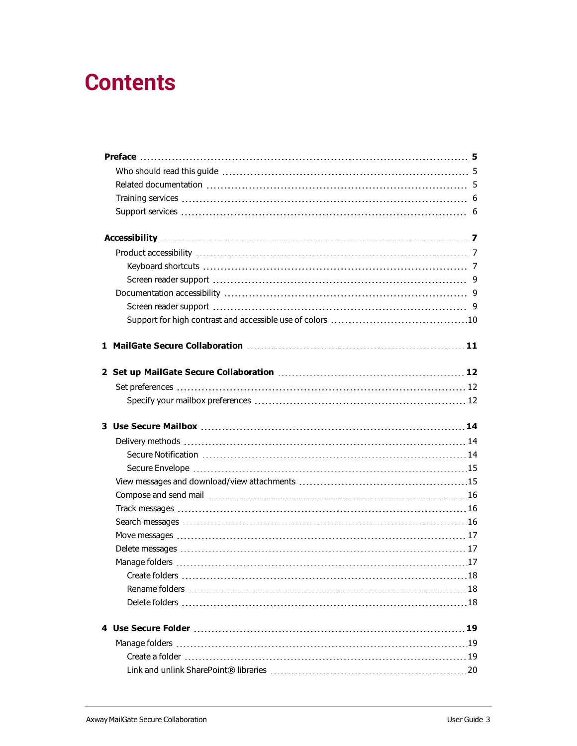# Contents

**Preface** ........ **5**

- Who should read this guide ........ 5
- Related documentation ........ 5
- Training services ........ 6
- Support services ........ 6

**Accessibility** ........ **7**

- Product accessibility ........ 7
  - Keyboard shortcuts ........ 7
  - Screen reader support ........ 9
- Documentation accessibility ........ 9
  - Screen reader support ........ 9
  - Support for high contrast and accessible use of colors ........ 10

**1 MailGate Secure Collaboration** ........ **11**

**2 Set up MailGate Secure Collaboration** ........ **12**

- Set preferences ........ 12
  - Specify your mailbox preferences ........ 12

**3 Use Secure Mailbox** ........ **14**

- Delivery methods ........ 14
  - Secure Notification ........ 14
  - Secure Envelope ........ 15
- View messages and download/view attachments ........ 15
- Compose and send mail ........ 16
- Track messages ........ 16
- Search messages ........ 16
- Move messages ........ 17
- Delete messages ........ 17
- Manage folders ........ 17
  - Create folders ........ 18
  - Rename folders ........ 18
  - Delete folders ........ 18

**4 Use Secure Folder** ........ **19**

- Manage folders ........ 19
  - Create a folder ........ 19
  - Link and unlink SharePoint® libraries ........ 20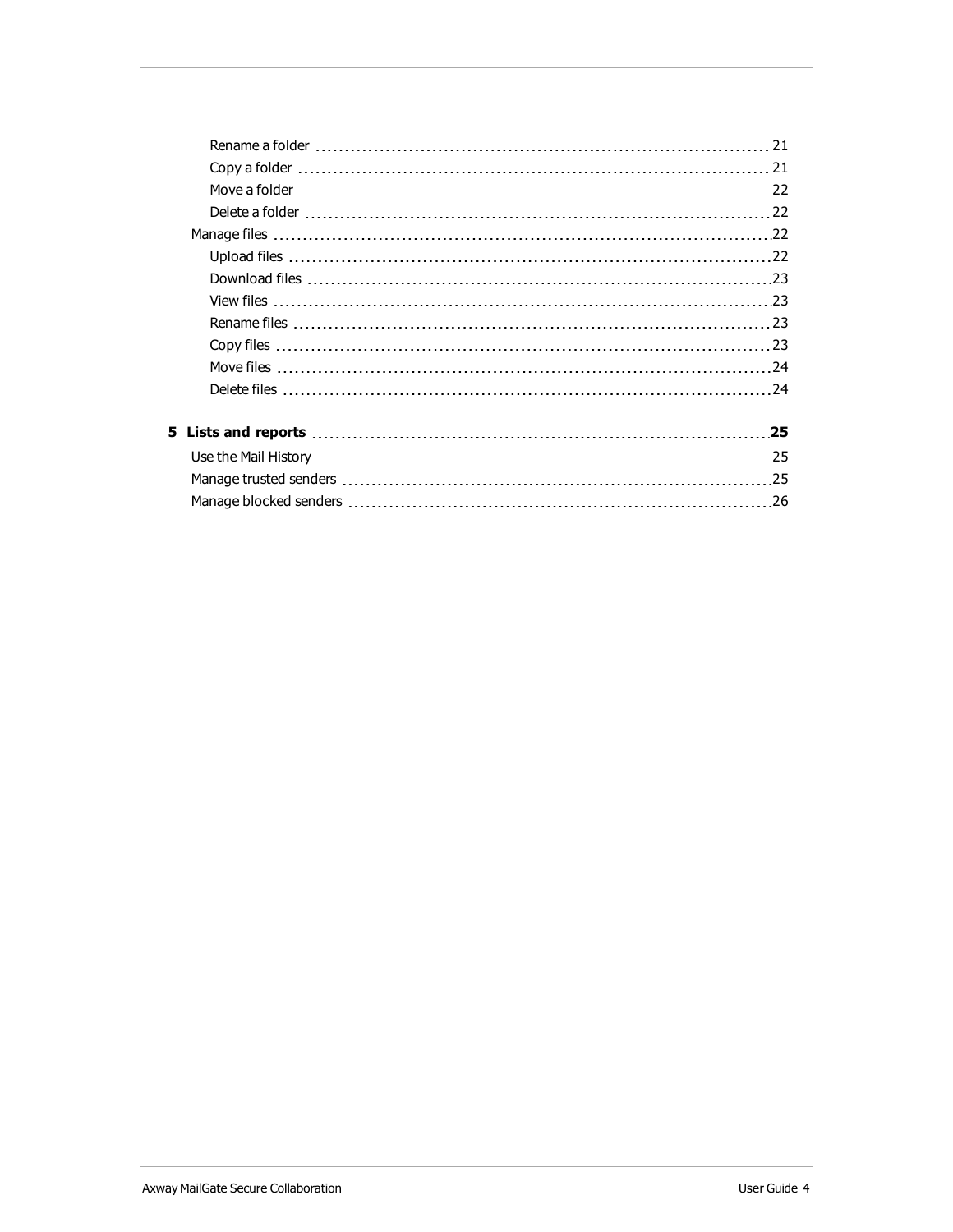- Rename a folder 21
- Copy a folder 21
- Move a folder 22
- Delete a folder 22

Manage files 22

- Upload files 22
- Download files 23
- View files 23
- Rename files 23
- Copy files 23
- Move files 24
- Delete files 24

**5 Lists and reports 25**

Use the Mail History 25

Manage trusted senders 25

Manage blocked senders 26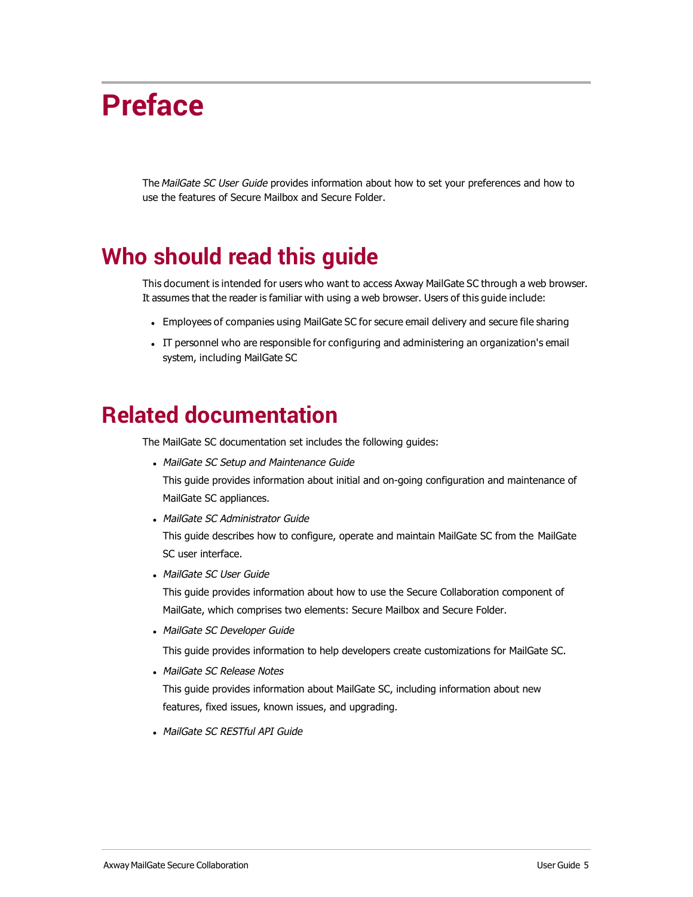# Preface

The *MailGate SC User Guide* provides information about how to set your preferences and how to use the features of Secure Mailbox and Secure Folder.

# Who should read this guide

This document is intended for users who want to access Axway MailGate SC through a web browser. It assumes that the reader is familiar with using a web browser. Users of this guide include:

- Employees of companies using MailGate SC for secure email delivery and secure file sharing
- IT personnel who are responsible for configuring and administering an organization's email system, including MailGate SC

# Related documentation

The MailGate SC documentation set includes the following guides:

- *MailGate SC Setup and Maintenance Guide*

  This guide provides information about initial and on-going configuration and maintenance of MailGate SC appliances.
- *MailGate SC Administrator Guide*

  This guide describes how to configure, operate and maintain MailGate SC from the MailGate SC user interface.
- *MailGate SC User Guide*

  This guide provides information about how to use the Secure Collaboration component of MailGate, which comprises two elements: Secure Mailbox and Secure Folder.
- *MailGate SC Developer Guide*

  This guide provides information to help developers create customizations for MailGate SC.
- *MailGate SC Release Notes*

  This guide provides information about MailGate SC, including information about new features, fixed issues, known issues, and upgrading.
- *MailGate SC RESTful API Guide*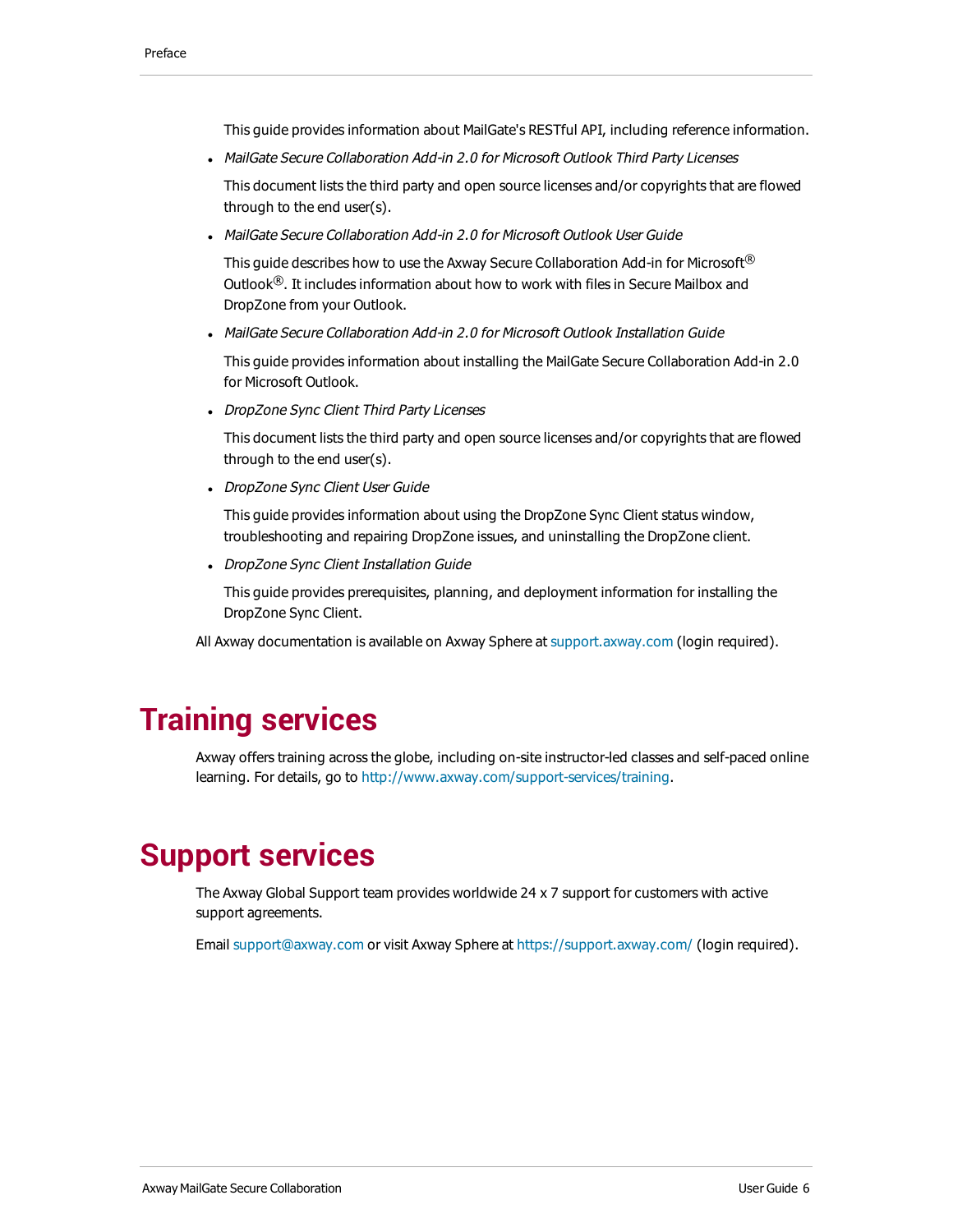This guide provides information about MailGate's RESTful API, including reference information.

- *MailGate Secure Collaboration Add-in 2.0 for Microsoft Outlook Third Party Licenses*

  This document lists the third party and open source licenses and/or copyrights that are flowed through to the end user(s).

- *MailGate Secure Collaboration Add-in 2.0 for Microsoft Outlook User Guide*

  This guide describes how to use the Axway Secure Collaboration Add-in for Microsoft® Outlook®. It includes information about how to work with files in Secure Mailbox and DropZone from your Outlook.

- *MailGate Secure Collaboration Add-in 2.0 for Microsoft Outlook Installation Guide*

  This guide provides information about installing the MailGate Secure Collaboration Add-in 2.0 for Microsoft Outlook.

- *DropZone Sync Client Third Party Licenses*

  This document lists the third party and open source licenses and/or copyrights that are flowed through to the end user(s).

- *DropZone Sync Client User Guide*

  This guide provides information about using the DropZone Sync Client status window, troubleshooting and repairing DropZone issues, and uninstalling the DropZone client.

- *DropZone Sync Client Installation Guide*

  This guide provides prerequisites, planning, and deployment information for installing the DropZone Sync Client.

All Axway documentation is available on Axway Sphere at support.axway.com (login required).

# Training services

Axway offers training across the globe, including on-site instructor-led classes and self-paced online learning. For details, go to http://www.axway.com/support-services/training.

# Support services

The Axway Global Support team provides worldwide 24 x 7 support for customers with active support agreements.

Email support@axway.com or visit Axway Sphere at https://support.axway.com/ (login required).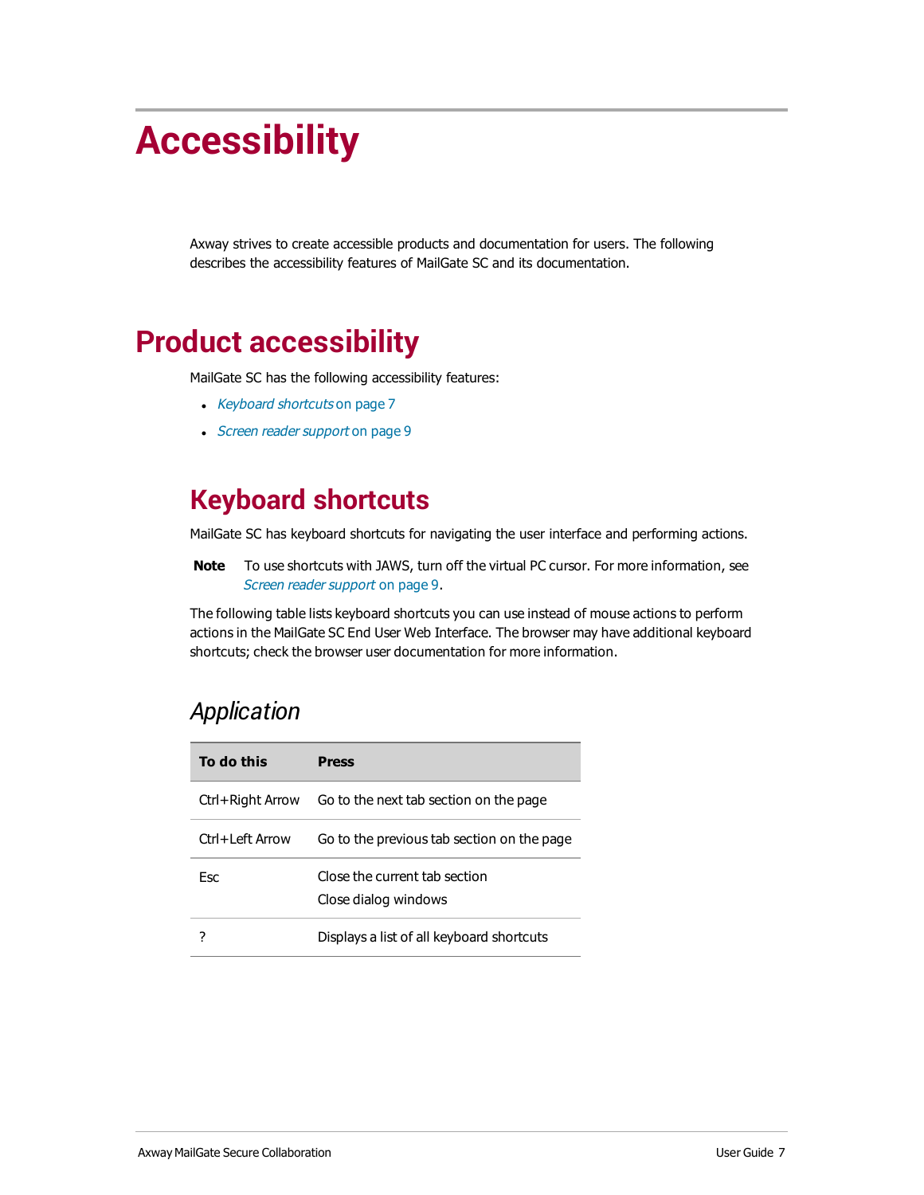# Accessibility

Axway strives to create accessible products and documentation for users. The following describes the accessibility features of MailGate SC and its documentation.

# Product accessibility

MailGate SC has the following accessibility features:

- *Keyboard shortcuts* on page 7
- *Screen reader support* on page 9

## Keyboard shortcuts

MailGate SC has keyboard shortcuts for navigating the user interface and performing actions.

**Note** To use shortcuts with JAWS, turn off the virtual PC cursor. For more information, see *Screen reader support* on page 9.

The following table lists keyboard shortcuts you can use instead of mouse actions to perform actions in the MailGate SC End User Web Interface. The browser may have additional keyboard shortcuts; check the browser user documentation for more information.

### *Application*

| To do this | Press |
| --- | --- |
| Ctrl+Right Arrow | Go to the next tab section on the page |
| Ctrl+Left Arrow | Go to the previous tab section on the page |
| Esc | Close the current tab section<br>Close dialog windows |
| ? | Displays a list of all keyboard shortcuts |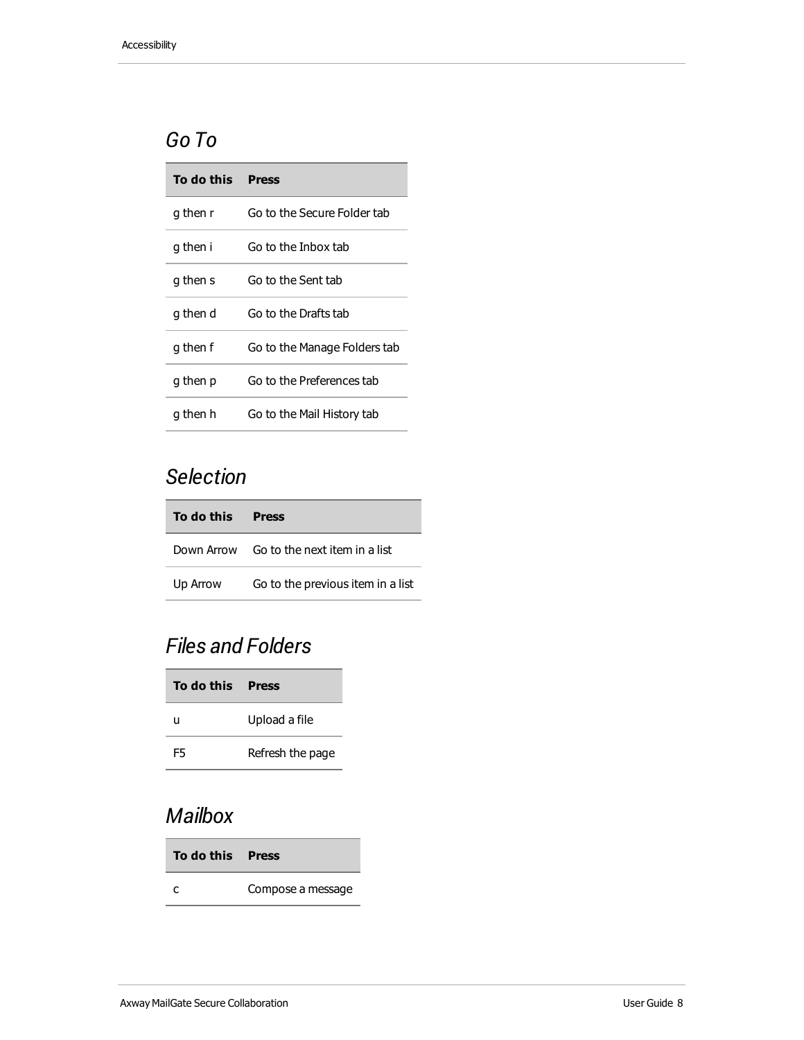## Go To

| To do this | Press |
|---|---|
| g then r | Go to the Secure Folder tab |
| g then i | Go to the Inbox tab |
| g then s | Go to the Sent tab |
| g then d | Go to the Drafts tab |
| g then f | Go to the Manage Folders tab |
| g then p | Go to the Preferences tab |
| g then h | Go to the Mail History tab |

## Selection

| To do this | Press |
|---|---|
| Down Arrow | Go to the next item in a list |
| Up Arrow | Go to the previous item in a list |

## Files and Folders

| To do this | Press |
|---|---|
| u | Upload a file |
| F5 | Refresh the page |

## Mailbox

| To do this | Press |
|---|---|
| c | Compose a message |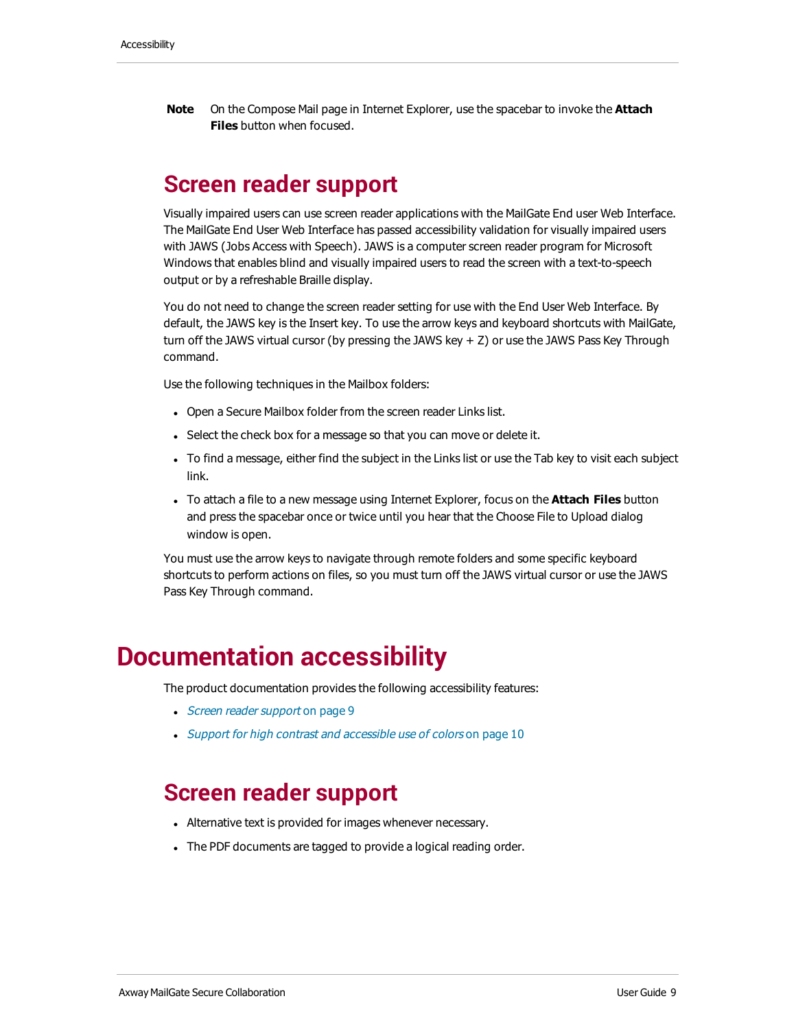**Note** On the Compose Mail page in Internet Explorer, use the spacebar to invoke the **Attach Files** button when focused.

## Screen reader support

Visually impaired users can use screen reader applications with the MailGate End user Web Interface. The MailGate End User Web Interface has passed accessibility validation for visually impaired users with JAWS (Jobs Access with Speech). JAWS is a computer screen reader program for Microsoft Windows that enables blind and visually impaired users to read the screen with a text-to-speech output or by a refreshable Braille display.

You do not need to change the screen reader setting for use with the End User Web Interface. By default, the JAWS key is the Insert key. To use the arrow keys and keyboard shortcuts with MailGate, turn off the JAWS virtual cursor (by pressing the JAWS key + Z) or use the JAWS Pass Key Through command.

Use the following techniques in the Mailbox folders:

- Open a Secure Mailbox folder from the screen reader Links list.
- Select the check box for a message so that you can move or delete it.
- To find a message, either find the subject in the Links list or use the Tab key to visit each subject link.
- To attach a file to a new message using Internet Explorer, focus on the **Attach Files** button and press the spacebar once or twice until you hear that the Choose File to Upload dialog window is open.

You must use the arrow keys to navigate through remote folders and some specific keyboard shortcuts to perform actions on files, so you must turn off the JAWS virtual cursor or use the JAWS Pass Key Through command.

# Documentation accessibility

The product documentation provides the following accessibility features:

- *Screen reader support* on page 9
- *Support for high contrast and accessible use of colors* on page 10

## Screen reader support

- Alternative text is provided for images whenever necessary.
- The PDF documents are tagged to provide a logical reading order.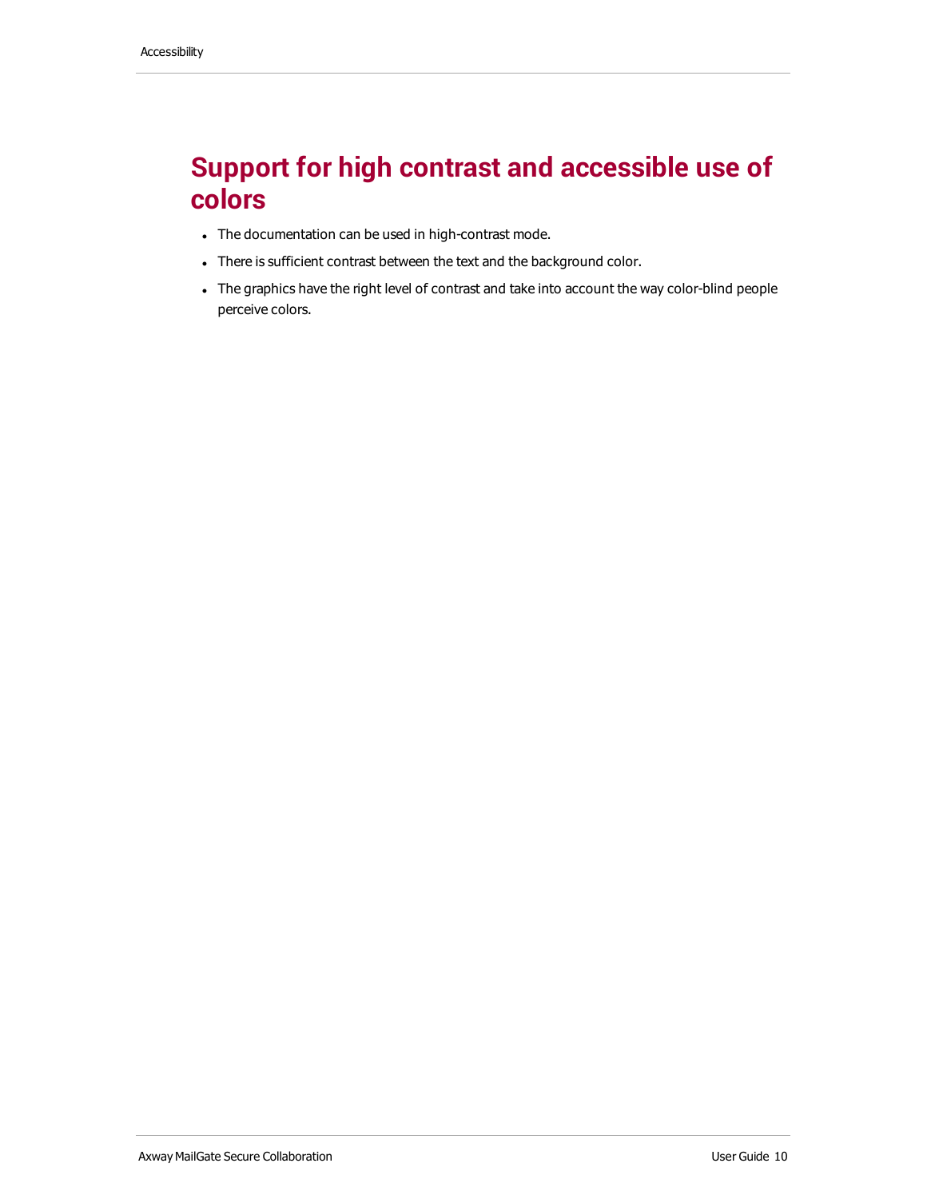# Support for high contrast and accessible use of colors

- The documentation can be used in high-contrast mode.
- There is sufficient contrast between the text and the background color.
- The graphics have the right level of contrast and take into account the way color-blind people perceive colors.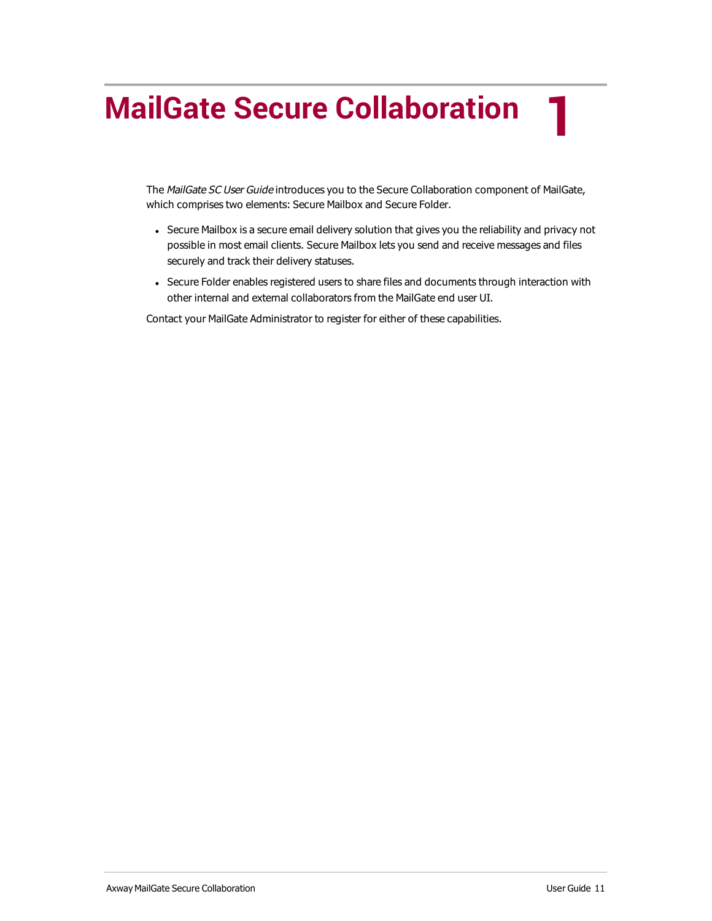# MailGate Secure Collaboration

The *MailGate SC User Guide* introduces you to the Secure Collaboration component of MailGate, which comprises two elements: Secure Mailbox and Secure Folder.

- Secure Mailbox is a secure email delivery solution that gives you the reliability and privacy not possible in most email clients. Secure Mailbox lets you send and receive messages and files securely and track their delivery statuses.
- Secure Folder enables registered users to share files and documents through interaction with other internal and external collaborators from the MailGate end user UI.

Contact your MailGate Administrator to register for either of these capabilities.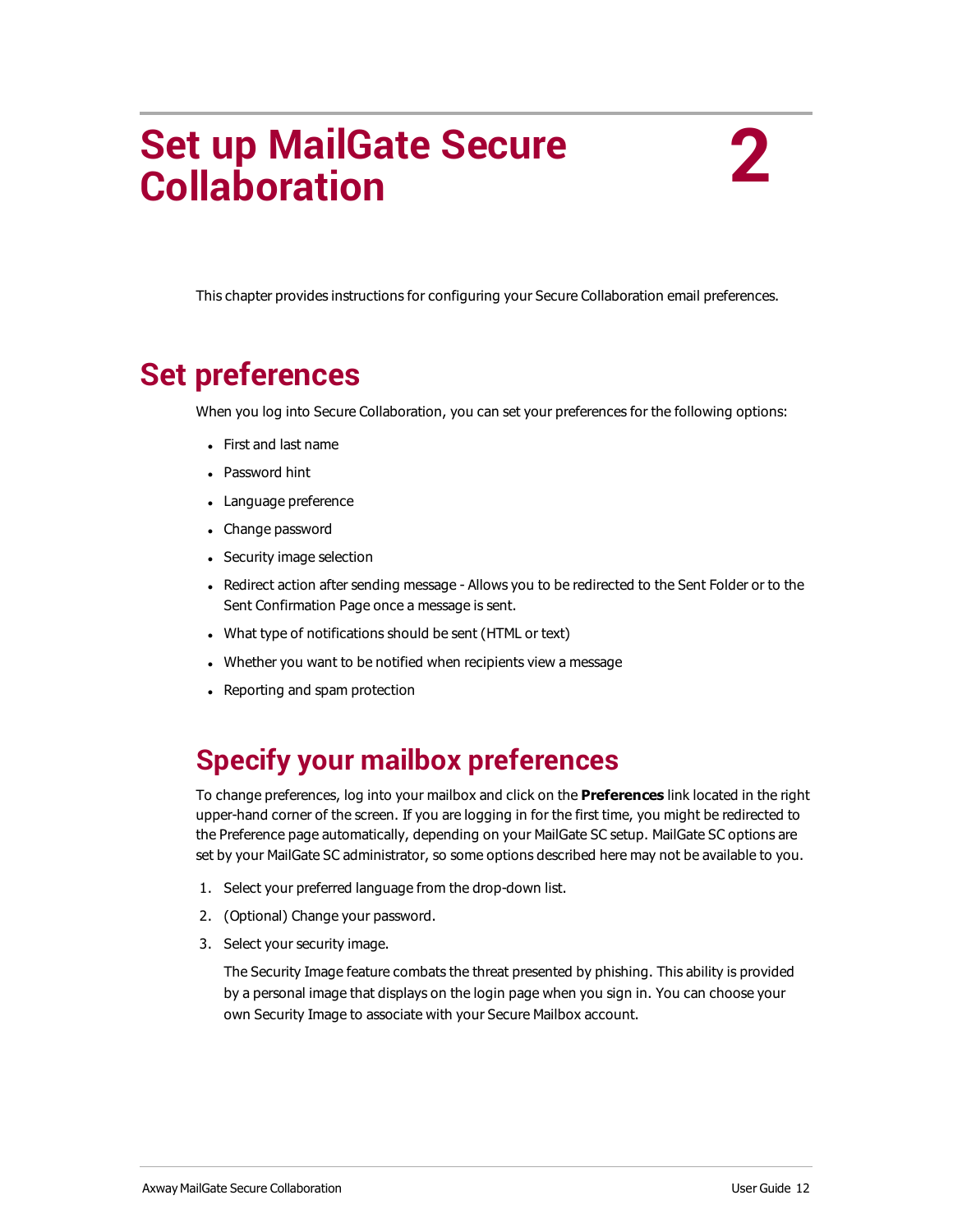# Set up MailGate Secure Collaboration

2

This chapter provides instructions for configuring your Secure Collaboration email preferences.

## Set preferences

When you log into Secure Collaboration, you can set your preferences for the following options:

- First and last name
- Password hint
- Language preference
- Change password
- Security image selection
- Redirect action after sending message - Allows you to be redirected to the Sent Folder or to the Sent Confirmation Page once a message is sent.
- What type of notifications should be sent (HTML or text)
- Whether you want to be notified when recipients view a message
- Reporting and spam protection

### Specify your mailbox preferences

To change preferences, log into your mailbox and click on the **Preferences** link located in the right upper-hand corner of the screen. If you are logging in for the first time, you might be redirected to the Preference page automatically, depending on your MailGate SC setup. MailGate SC options are set by your MailGate SC administrator, so some options described here may not be available to you.

1. Select your preferred language from the drop-down list.
2. (Optional) Change your password.
3. Select your security image.

   The Security Image feature combats the threat presented by phishing. This ability is provided by a personal image that displays on the login page when you sign in. You can choose your own Security Image to associate with your Secure Mailbox account.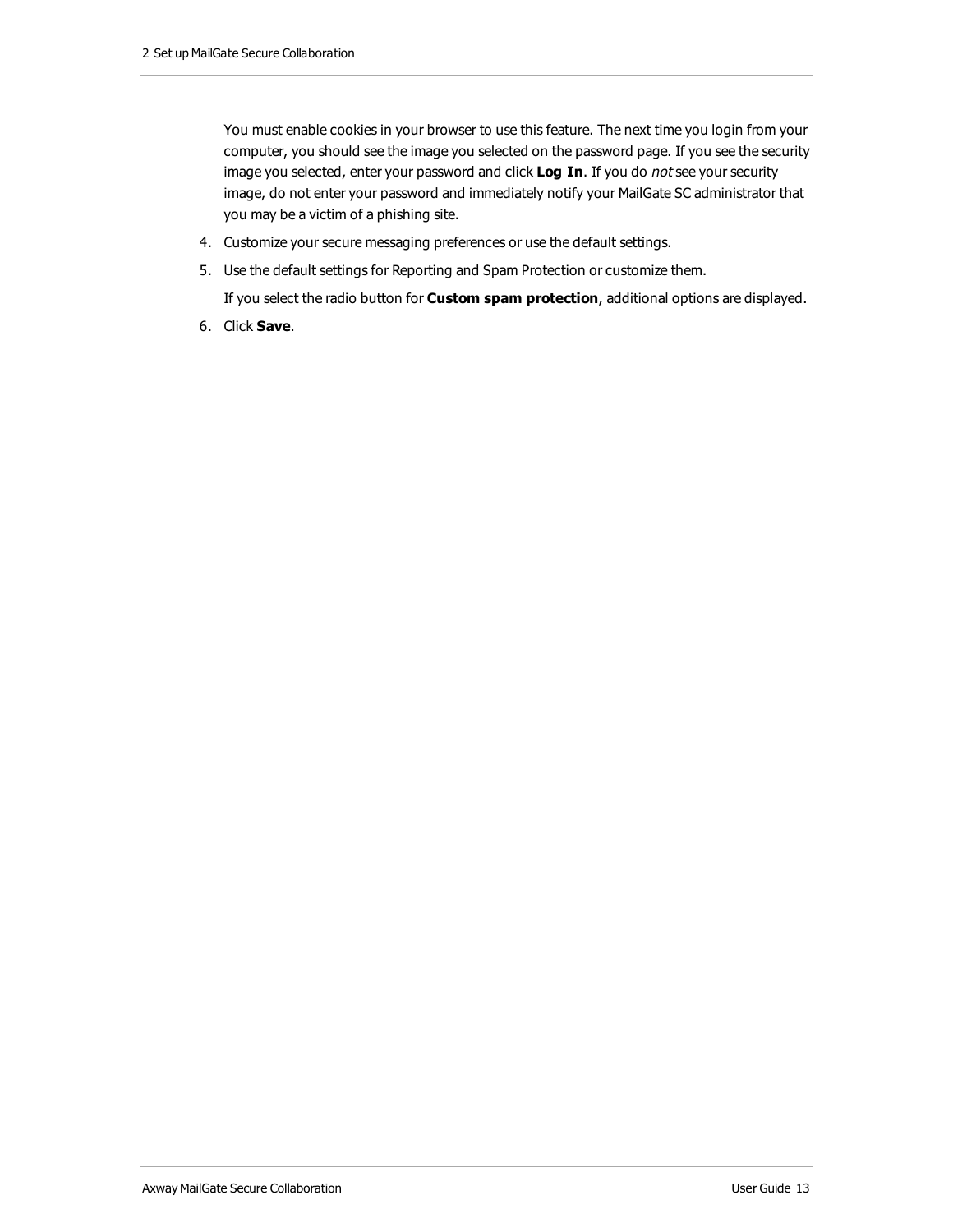You must enable cookies in your browser to use this feature. The next time you login from your computer, you should see the image you selected on the password page. If you see the security image you selected, enter your password and click **Log In**. If you do *not* see your security image, do not enter your password and immediately notify your MailGate SC administrator that you may be a victim of a phishing site.

4. Customize your secure messaging preferences or use the default settings.
5. Use the default settings for Reporting and Spam Protection or customize them.

   If you select the radio button for **Custom spam protection**, additional options are displayed.
6. Click **Save**.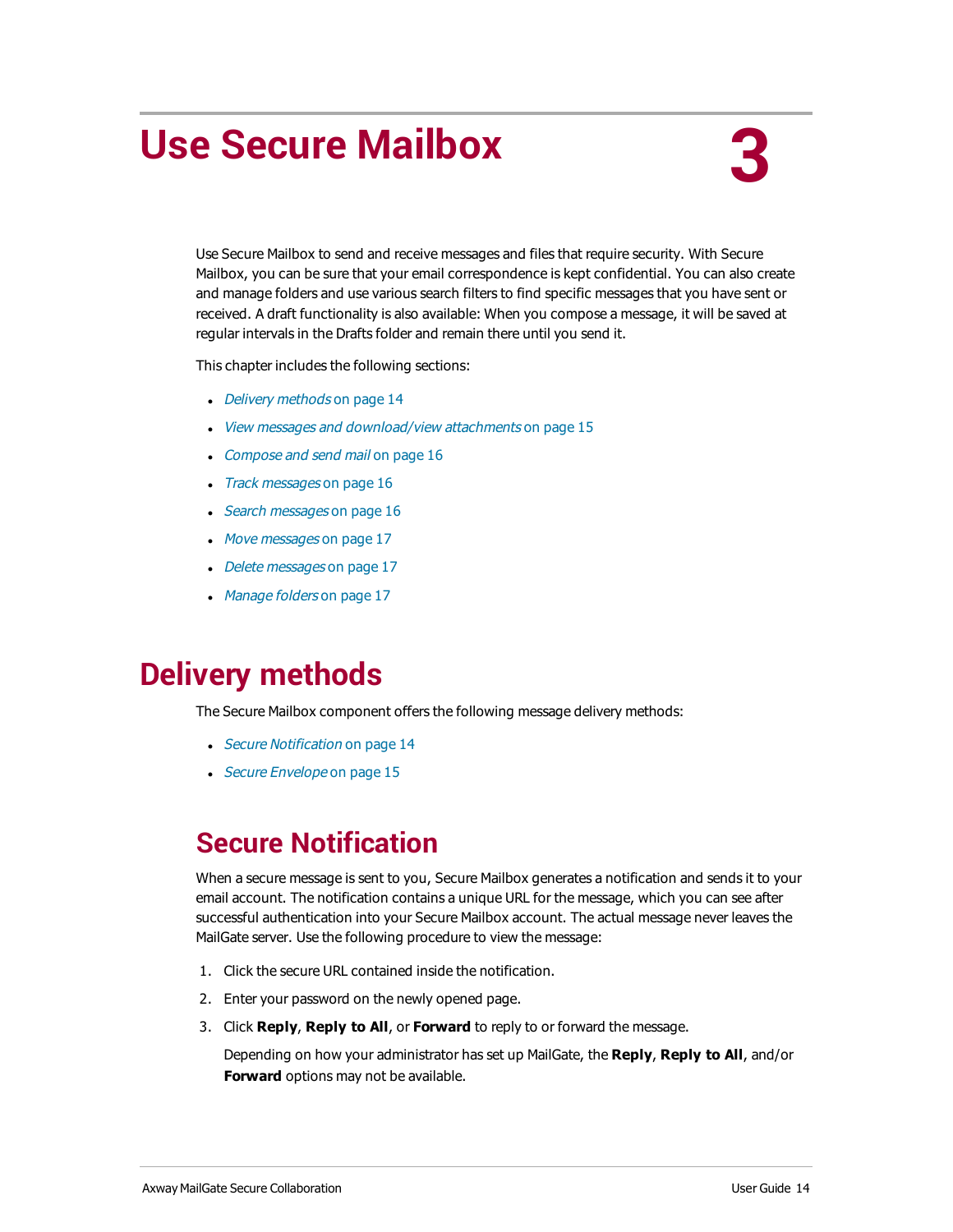# 3 Use Secure Mailbox

Use Secure Mailbox to send and receive messages and files that require security. With Secure Mailbox, you can be sure that your email correspondence is kept confidential. You can also create and manage folders and use various search filters to find specific messages that you have sent or received. A draft functionality is also available: When you compose a message, it will be saved at regular intervals in the Drafts folder and remain there until you send it.

This chapter includes the following sections:

- *Delivery methods* on page 14
- *View messages and download/view attachments* on page 15
- *Compose and send mail* on page 16
- *Track messages* on page 16
- *Search messages* on page 16
- *Move messages* on page 17
- *Delete messages* on page 17
- *Manage folders* on page 17

## Delivery methods

The Secure Mailbox component offers the following message delivery methods:

- *Secure Notification* on page 14
- *Secure Envelope* on page 15

### Secure Notification

When a secure message is sent to you, Secure Mailbox generates a notification and sends it to your email account. The notification contains a unique URL for the message, which you can see after successful authentication into your Secure Mailbox account. The actual message never leaves the MailGate server. Use the following procedure to view the message:

1. Click the secure URL contained inside the notification.
2. Enter your password on the newly opened page.
3. Click **Reply**, **Reply to All**, or **Forward** to reply to or forward the message.

   Depending on how your administrator has set up MailGate, the **Reply**, **Reply to All**, and/or **Forward** options may not be available.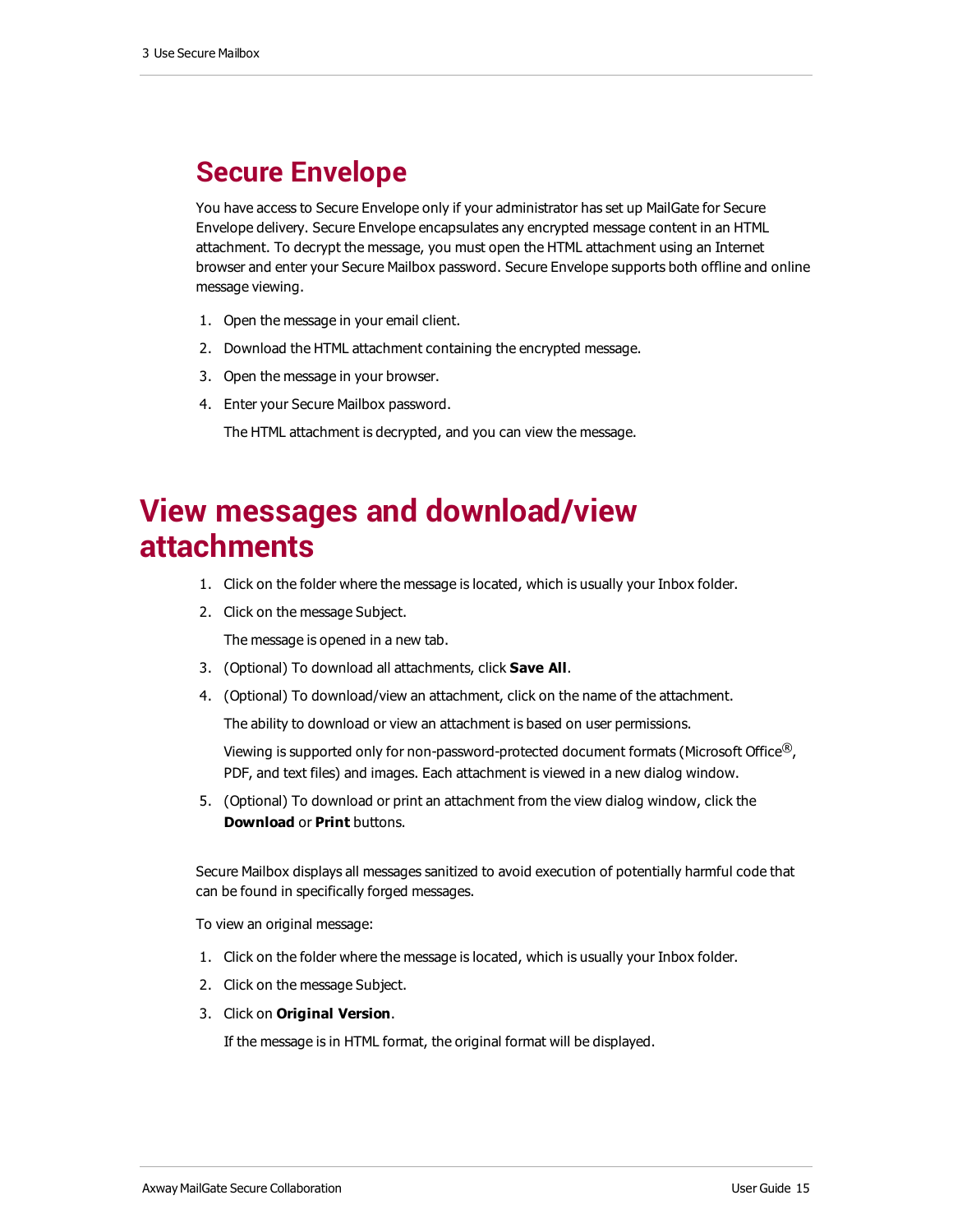## Secure Envelope

You have access to Secure Envelope only if your administrator has set up MailGate for Secure Envelope delivery. Secure Envelope encapsulates any encrypted message content in an HTML attachment. To decrypt the message, you must open the HTML attachment using an Internet browser and enter your Secure Mailbox password. Secure Envelope supports both offline and online message viewing.

1. Open the message in your email client.
2. Download the HTML attachment containing the encrypted message.
3. Open the message in your browser.
4. Enter your Secure Mailbox password.

   The HTML attachment is decrypted, and you can view the message.

# View messages and download/view attachments

1. Click on the folder where the message is located, which is usually your Inbox folder.
2. Click on the message Subject.

   The message is opened in a new tab.
3. (Optional) To download all attachments, click **Save All**.
4. (Optional) To download/view an attachment, click on the name of the attachment.

   The ability to download or view an attachment is based on user permissions.

   Viewing is supported only for non-password-protected document formats (Microsoft Office®, PDF, and text files) and images. Each attachment is viewed in a new dialog window.
5. (Optional) To download or print an attachment from the view dialog window, click the **Download** or **Print** buttons.

Secure Mailbox displays all messages sanitized to avoid execution of potentially harmful code that can be found in specifically forged messages.

To view an original message:

1. Click on the folder where the message is located, which is usually your Inbox folder.
2. Click on the message Subject.
3. Click on **Original Version**.

   If the message is in HTML format, the original format will be displayed.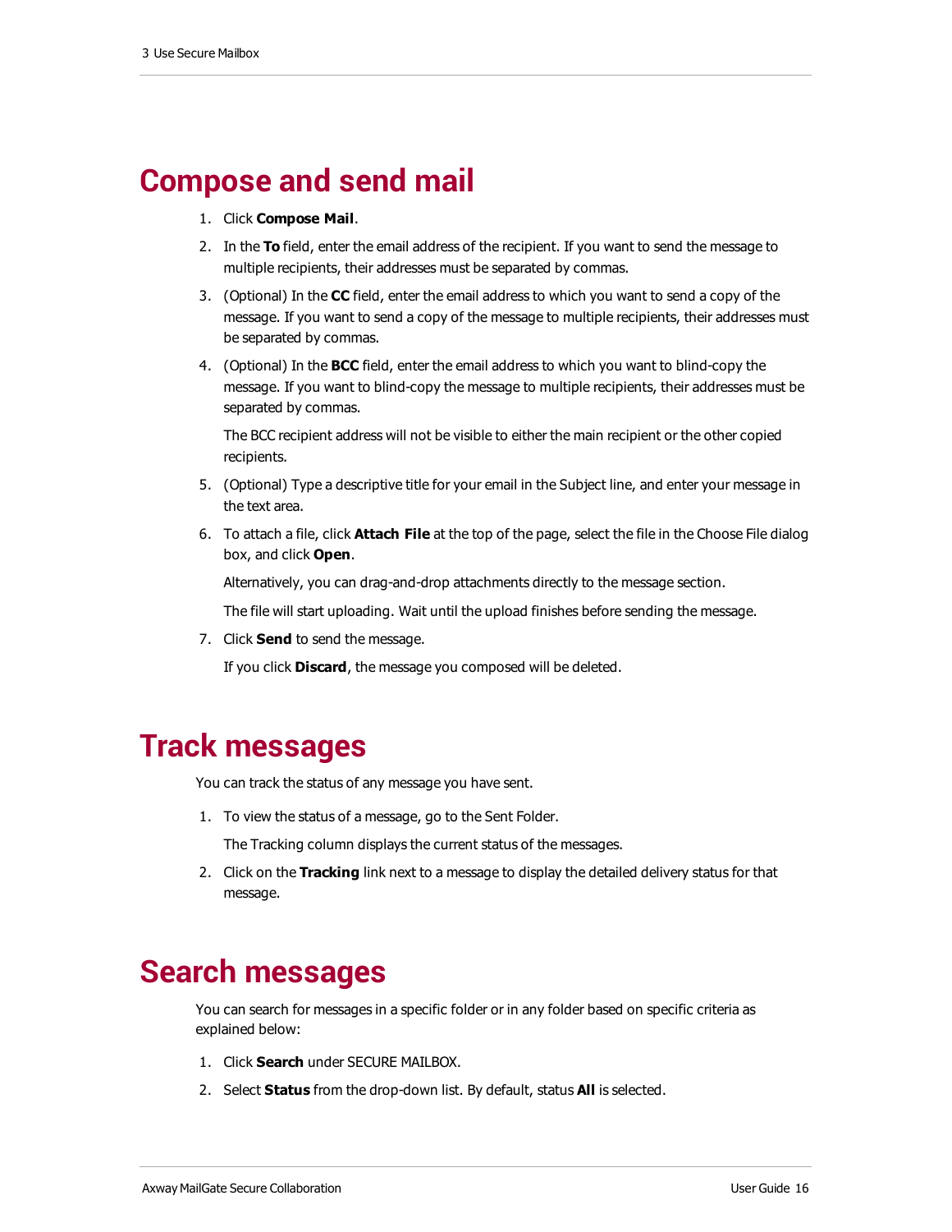# Compose and send mail

1. Click **Compose Mail**.
2. In the **To** field, enter the email address of the recipient. If you want to send the message to multiple recipients, their addresses must be separated by commas.
3. (Optional) In the **CC** field, enter the email address to which you want to send a copy of the message. If you want to send a copy of the message to multiple recipients, their addresses must be separated by commas.
4. (Optional) In the **BCC** field, enter the email address to which you want to blind-copy the message. If you want to blind-copy the message to multiple recipients, their addresses must be separated by commas.

   The BCC recipient address will not be visible to either the main recipient or the other copied recipients.
5. (Optional) Type a descriptive title for your email in the Subject line, and enter your message in the text area.
6. To attach a file, click **Attach File** at the top of the page, select the file in the Choose File dialog box, and click **Open**.

   Alternatively, you can drag-and-drop attachments directly to the message section.

   The file will start uploading. Wait until the upload finishes before sending the message.
7. Click **Send** to send the message.

   If you click **Discard**, the message you composed will be deleted.

# Track messages

You can track the status of any message you have sent.

1. To view the status of a message, go to the Sent Folder.

   The Tracking column displays the current status of the messages.
2. Click on the **Tracking** link next to a message to display the detailed delivery status for that message.

# Search messages

You can search for messages in a specific folder or in any folder based on specific criteria as explained below:

1. Click **Search** under SECURE MAILBOX.
2. Select **Status** from the drop-down list. By default, status **All** is selected.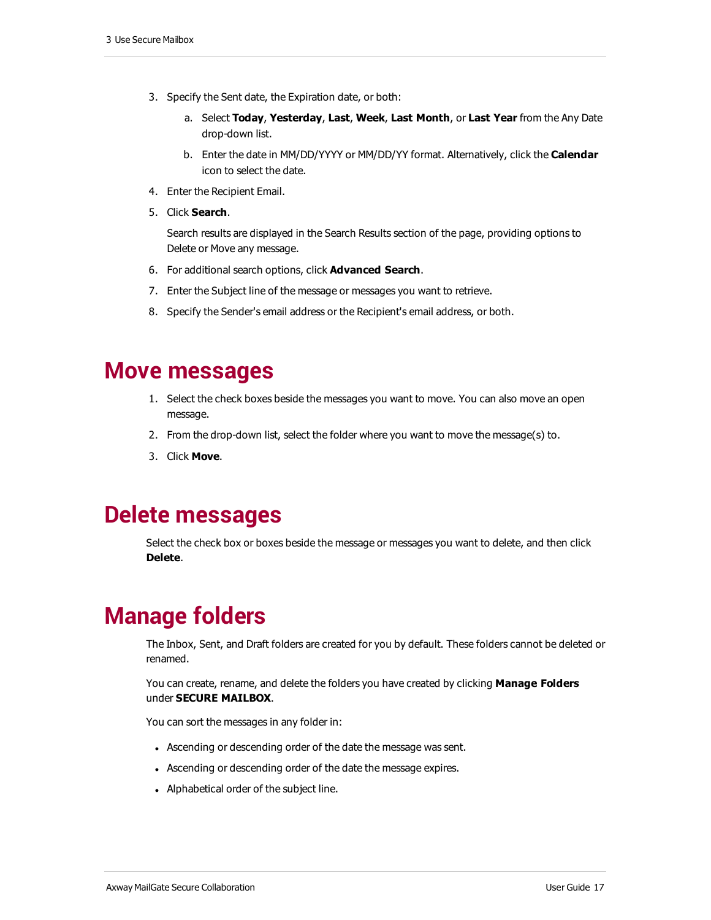3. Specify the Sent date, the Expiration date, or both:
   a. Select **Today**, **Yesterday**, **Last**, **Week**, **Last Month**, or **Last Year** from the Any Date drop-down list.
   b. Enter the date in MM/DD/YYYY or MM/DD/YY format. Alternatively, click the **Calendar** icon to select the date.
4. Enter the Recipient Email.
5. Click **Search**.

   Search results are displayed in the Search Results section of the page, providing options to Delete or Move any message.
6. For additional search options, click **Advanced Search**.
7. Enter the Subject line of the message or messages you want to retrieve.
8. Specify the Sender's email address or the Recipient's email address, or both.

# Move messages

1. Select the check boxes beside the messages you want to move. You can also move an open message.
2. From the drop-down list, select the folder where you want to move the message(s) to.
3. Click **Move**.

# Delete messages

Select the check box or boxes beside the message or messages you want to delete, and then click **Delete**.

# Manage folders

The Inbox, Sent, and Draft folders are created for you by default. These folders cannot be deleted or renamed.

You can create, rename, and delete the folders you have created by clicking **Manage Folders** under **SECURE MAILBOX**.

You can sort the messages in any folder in:

- Ascending or descending order of the date the message was sent.
- Ascending or descending order of the date the message expires.
- Alphabetical order of the subject line.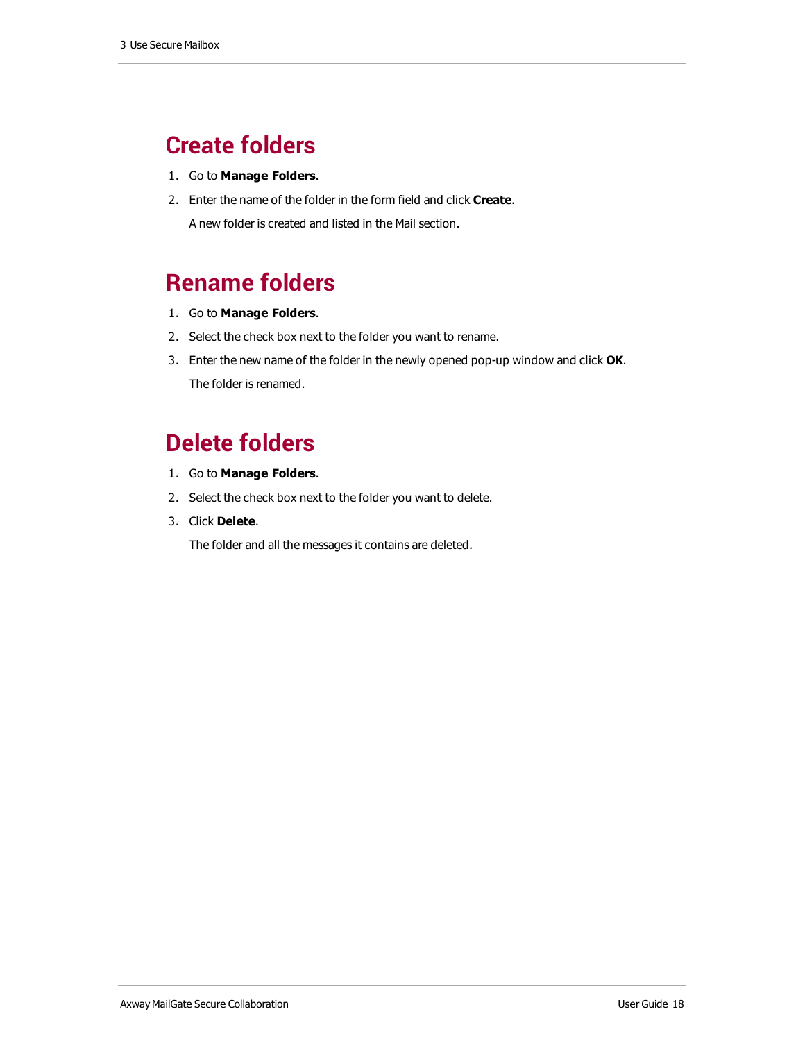# Create folders

1. Go to **Manage Folders**.
2. Enter the name of the folder in the form field and click **Create**.

   A new folder is created and listed in the Mail section.

# Rename folders

1. Go to **Manage Folders**.
2. Select the check box next to the folder you want to rename.
3. Enter the new name of the folder in the newly opened pop-up window and click **OK**.

   The folder is renamed.

# Delete folders

1. Go to **Manage Folders**.
2. Select the check box next to the folder you want to delete.
3. Click **Delete**.

   The folder and all the messages it contains are deleted.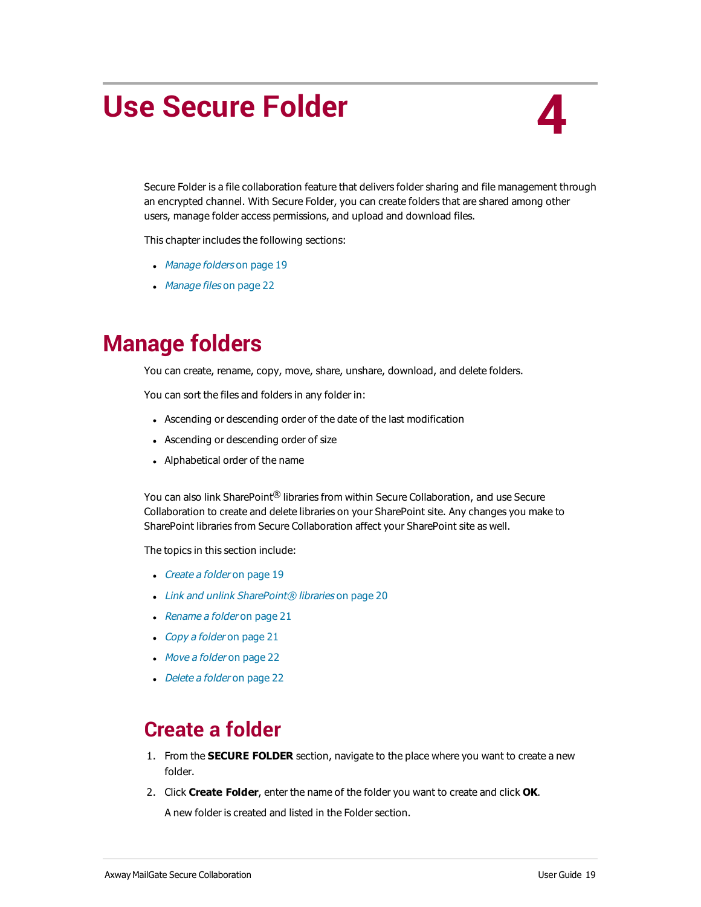# Use Secure Folder

4

Secure Folder is a file collaboration feature that delivers folder sharing and file management through an encrypted channel. With Secure Folder, you can create folders that are shared among other users, manage folder access permissions, and upload and download files.

This chapter includes the following sections:

- *Manage folders* on page 19
- *Manage files* on page 22

## Manage folders

You can create, rename, copy, move, share, unshare, download, and delete folders.

You can sort the files and folders in any folder in:

- Ascending or descending order of the date of the last modification
- Ascending or descending order of size
- Alphabetical order of the name

You can also link SharePoint® libraries from within Secure Collaboration, and use Secure Collaboration to create and delete libraries on your SharePoint site. Any changes you make to SharePoint libraries from Secure Collaboration affect your SharePoint site as well.

The topics in this section include:

- *Create a folder* on page 19
- *Link and unlink SharePoint® libraries* on page 20
- *Rename a folder* on page 21
- *Copy a folder* on page 21
- *Move a folder* on page 22
- *Delete a folder* on page 22

### Create a folder

1. From the **SECURE FOLDER** section, navigate to the place where you want to create a new folder.
2. Click **Create Folder**, enter the name of the folder you want to create and click **OK**.

   A new folder is created and listed in the Folder section.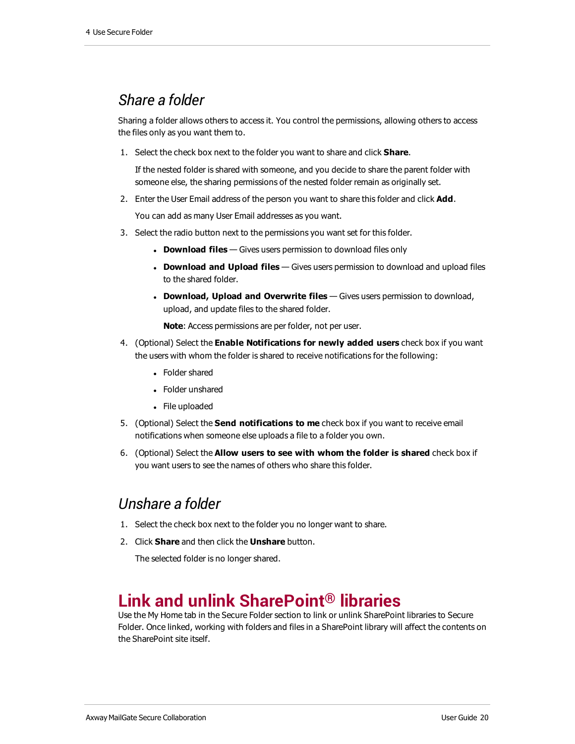### *Share a folder*

Sharing a folder allows others to access it. You control the permissions, allowing others to access the files only as you want them to.

1. Select the check box next to the folder you want to share and click **Share**.

   If the nested folder is shared with someone, and you decide to share the parent folder with someone else, the sharing permissions of the nested folder remain as originally set.

2. Enter the User Email address of the person you want to share this folder and click **Add**.

   You can add as many User Email addresses as you want.

3. Select the radio button next to the permissions you want set for this folder.

   - **Download files** — Gives users permission to download files only
   - **Download and Upload files** — Gives users permission to download and upload files to the shared folder.
   - **Download, Upload and Overwrite files** — Gives users permission to download, upload, and update files to the shared folder.

   **Note**: Access permissions are per folder, not per user.

4. (Optional) Select the **Enable Notifications for newly added users** check box if you want the users with whom the folder is shared to receive notifications for the following:

   - Folder shared
   - Folder unshared
   - File uploaded

5. (Optional) Select the **Send notifications to me** check box if you want to receive email notifications when someone else uploads a file to a folder you own.

6. (Optional) Select the **Allow users to see with whom the folder is shared** check box if you want users to see the names of others who share this folder.

### *Unshare a folder*

1. Select the check box next to the folder you no longer want to share.

2. Click **Share** and then click the **Unshare** button.

   The selected folder is no longer shared.

## Link and unlink SharePoint® libraries

Use the My Home tab in the Secure Folder section to link or unlink SharePoint libraries to Secure Folder. Once linked, working with folders and files in a SharePoint library will affect the contents on the SharePoint site itself.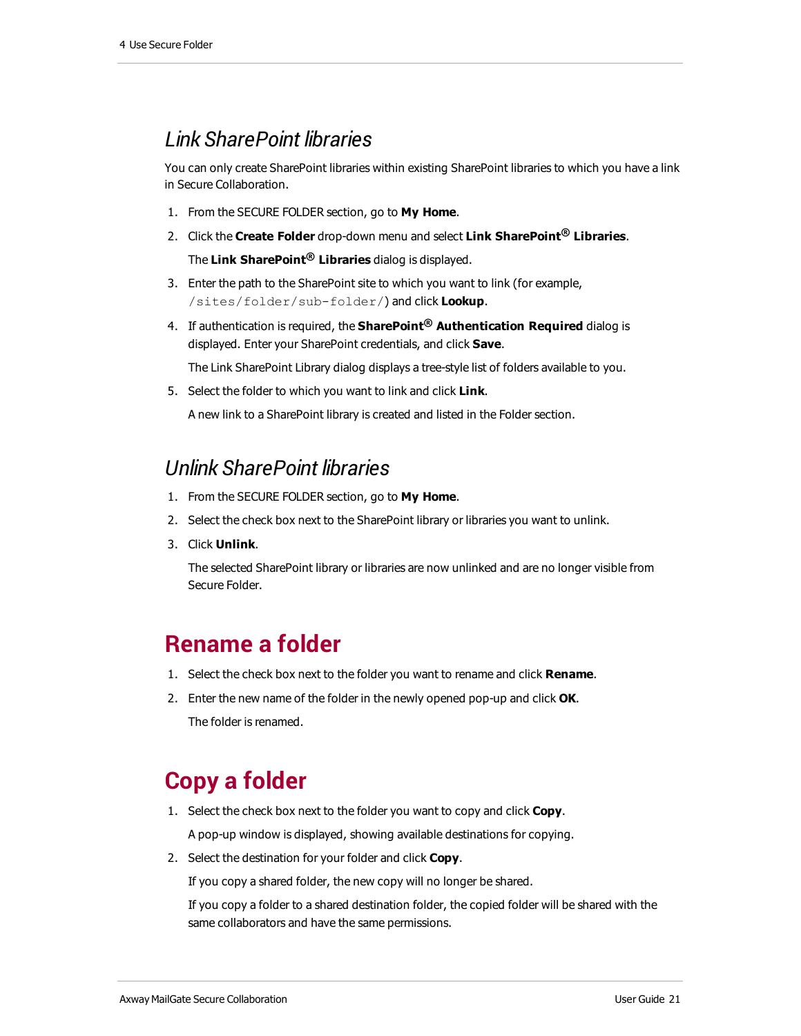## *Link SharePoint libraries*

You can only create SharePoint libraries within existing SharePoint libraries to which you have a link in Secure Collaboration.

1. From the SECURE FOLDER section, go to **My Home**.
2. Click the **Create Folder** drop-down menu and select **Link SharePoint® Libraries**.

   The **Link SharePoint® Libraries** dialog is displayed.
3. Enter the path to the SharePoint site to which you want to link (for example, `/sites/folder/sub-folder/`) and click **Lookup**.
4. If authentication is required, the **SharePoint® Authentication Required** dialog is displayed. Enter your SharePoint credentials, and click **Save**.

   The Link SharePoint Library dialog displays a tree-style list of folders available to you.
5. Select the folder to which you want to link and click **Link**.

   A new link to a SharePoint library is created and listed in the Folder section.

## *Unlink SharePoint libraries*

1. From the SECURE FOLDER section, go to **My Home**.
2. Select the check box next to the SharePoint library or libraries you want to unlink.
3. Click **Unlink**.

   The selected SharePoint library or libraries are now unlinked and are no longer visible from Secure Folder.

# Rename a folder

1. Select the check box next to the folder you want to rename and click **Rename**.
2. Enter the new name of the folder in the newly opened pop-up and click **OK**.

   The folder is renamed.

# Copy a folder

1. Select the check box next to the folder you want to copy and click **Copy**.

   A pop-up window is displayed, showing available destinations for copying.
2. Select the destination for your folder and click **Copy**.

   If you copy a shared folder, the new copy will no longer be shared.

   If you copy a folder to a shared destination folder, the copied folder will be shared with the same collaborators and have the same permissions.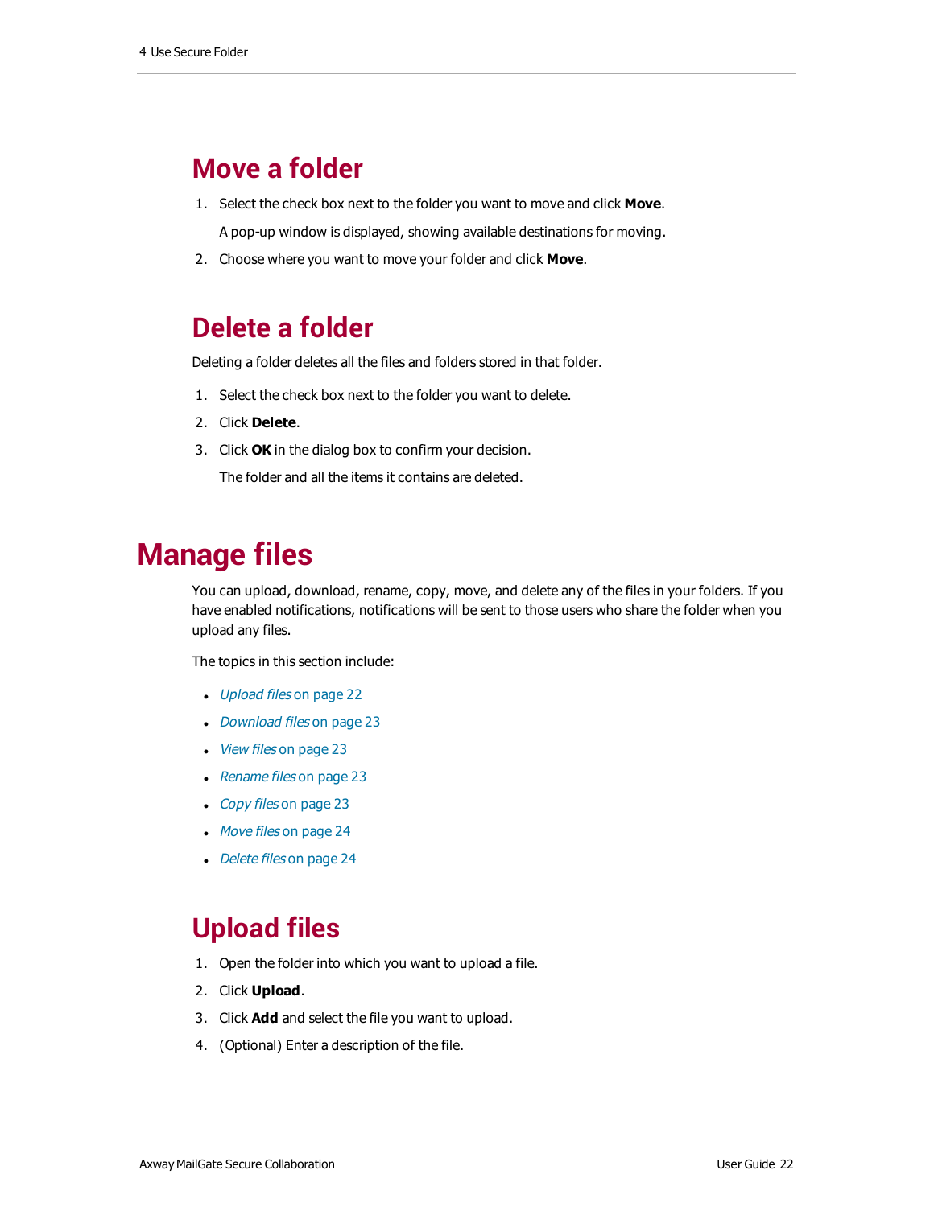## Move a folder

1. Select the check box next to the folder you want to move and click **Move**.

   A pop-up window is displayed, showing available destinations for moving.

2. Choose where you want to move your folder and click **Move**.

## Delete a folder

Deleting a folder deletes all the files and folders stored in that folder.

1. Select the check box next to the folder you want to delete.
2. Click **Delete**.
3. Click **OK** in the dialog box to confirm your decision.

   The folder and all the items it contains are deleted.

# Manage files

You can upload, download, rename, copy, move, and delete any of the files in your folders. If you have enabled notifications, notifications will be sent to those users who share the folder when you upload any files.

The topics in this section include:

- *Upload files* on page 22
- *Download files* on page 23
- *View files* on page 23
- *Rename files* on page 23
- *Copy files* on page 23
- *Move files* on page 24
- *Delete files* on page 24

## Upload files

1. Open the folder into which you want to upload a file.
2. Click **Upload**.
3. Click **Add** and select the file you want to upload.
4. (Optional) Enter a description of the file.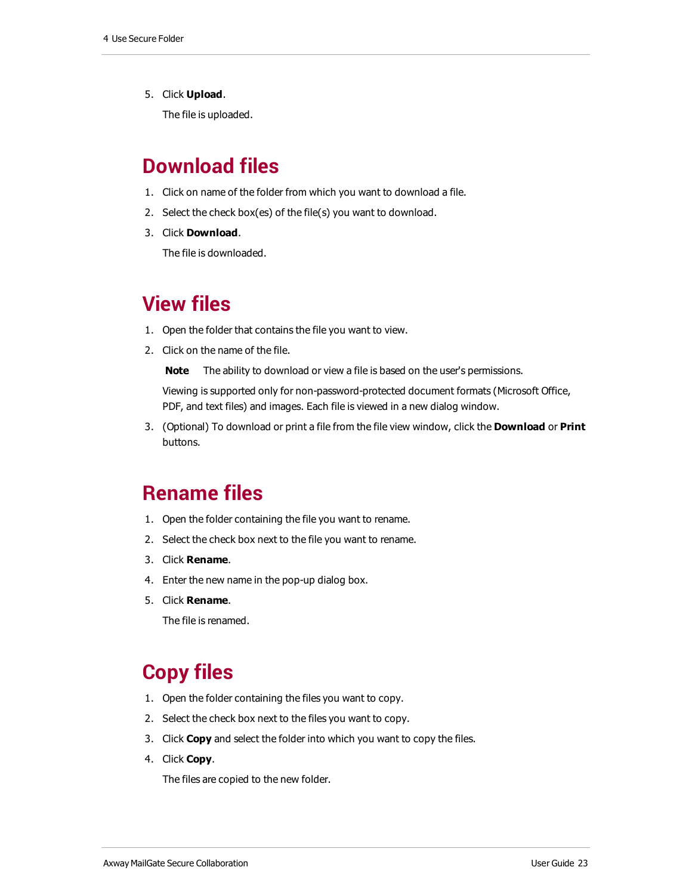5. Click **Upload**.

   The file is uploaded.

## Download files

1. Click on name of the folder from which you want to download a file.
2. Select the check box(es) of the file(s) you want to download.
3. Click **Download**.

   The file is downloaded.

## View files

1. Open the folder that contains the file you want to view.
2. Click on the name of the file.

   **Note** The ability to download or view a file is based on the user's permissions.

   Viewing is supported only for non-password-protected document formats (Microsoft Office, PDF, and text files) and images. Each file is viewed in a new dialog window.

3. (Optional) To download or print a file from the file view window, click the **Download** or **Print** buttons.

## Rename files

1. Open the folder containing the file you want to rename.
2. Select the check box next to the file you want to rename.
3. Click **Rename**.
4. Enter the new name in the pop-up dialog box.
5. Click **Rename**.

   The file is renamed.

## Copy files

1. Open the folder containing the files you want to copy.
2. Select the check box next to the files you want to copy.
3. Click **Copy** and select the folder into which you want to copy the files.
4. Click **Copy**.

   The files are copied to the new folder.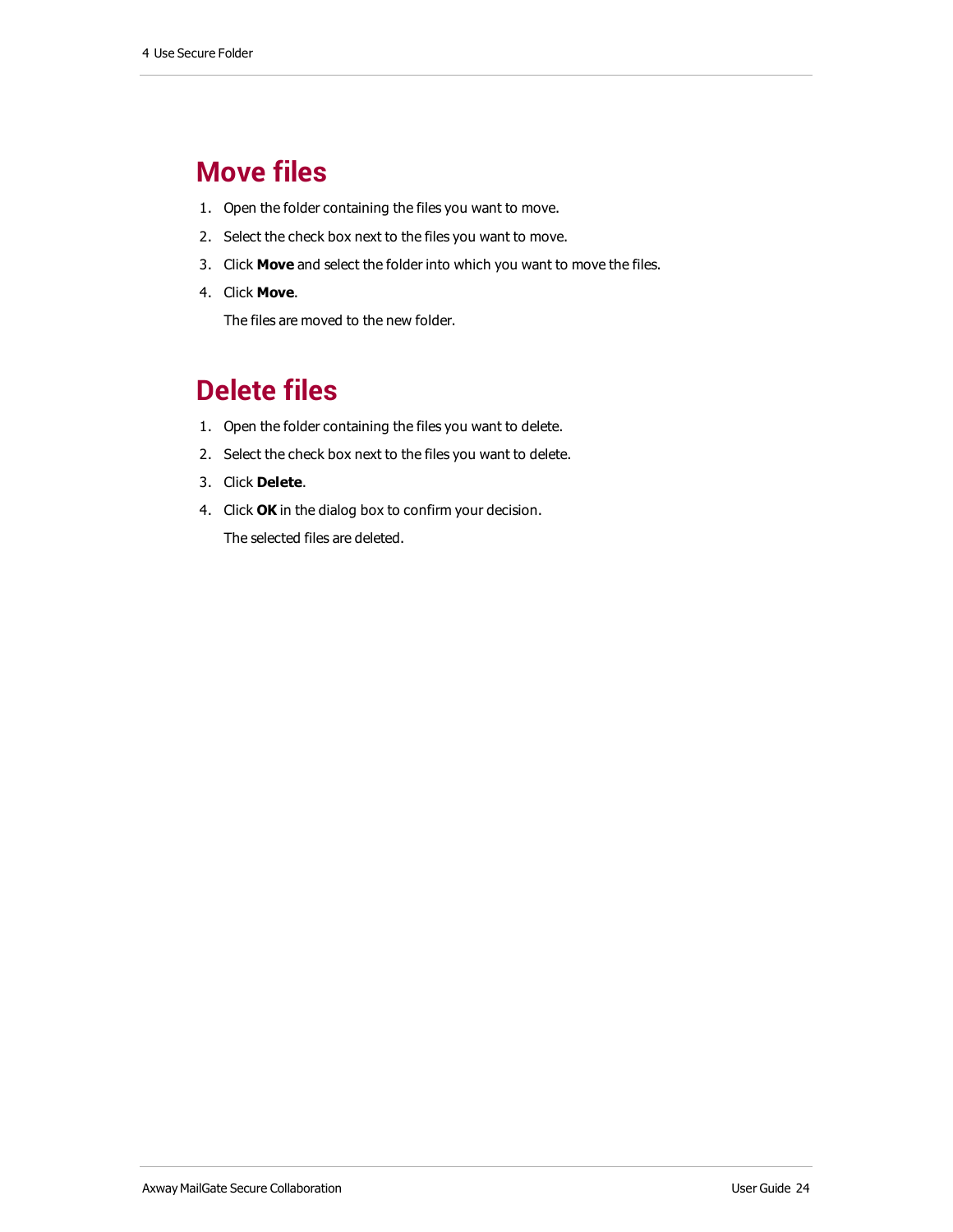# Move files

1. Open the folder containing the files you want to move.
2. Select the check box next to the files you want to move.
3. Click **Move** and select the folder into which you want to move the files.
4. Click **Move**.

   The files are moved to the new folder.

# Delete files

1. Open the folder containing the files you want to delete.
2. Select the check box next to the files you want to delete.
3. Click **Delete**.
4. Click **OK** in the dialog box to confirm your decision.

   The selected files are deleted.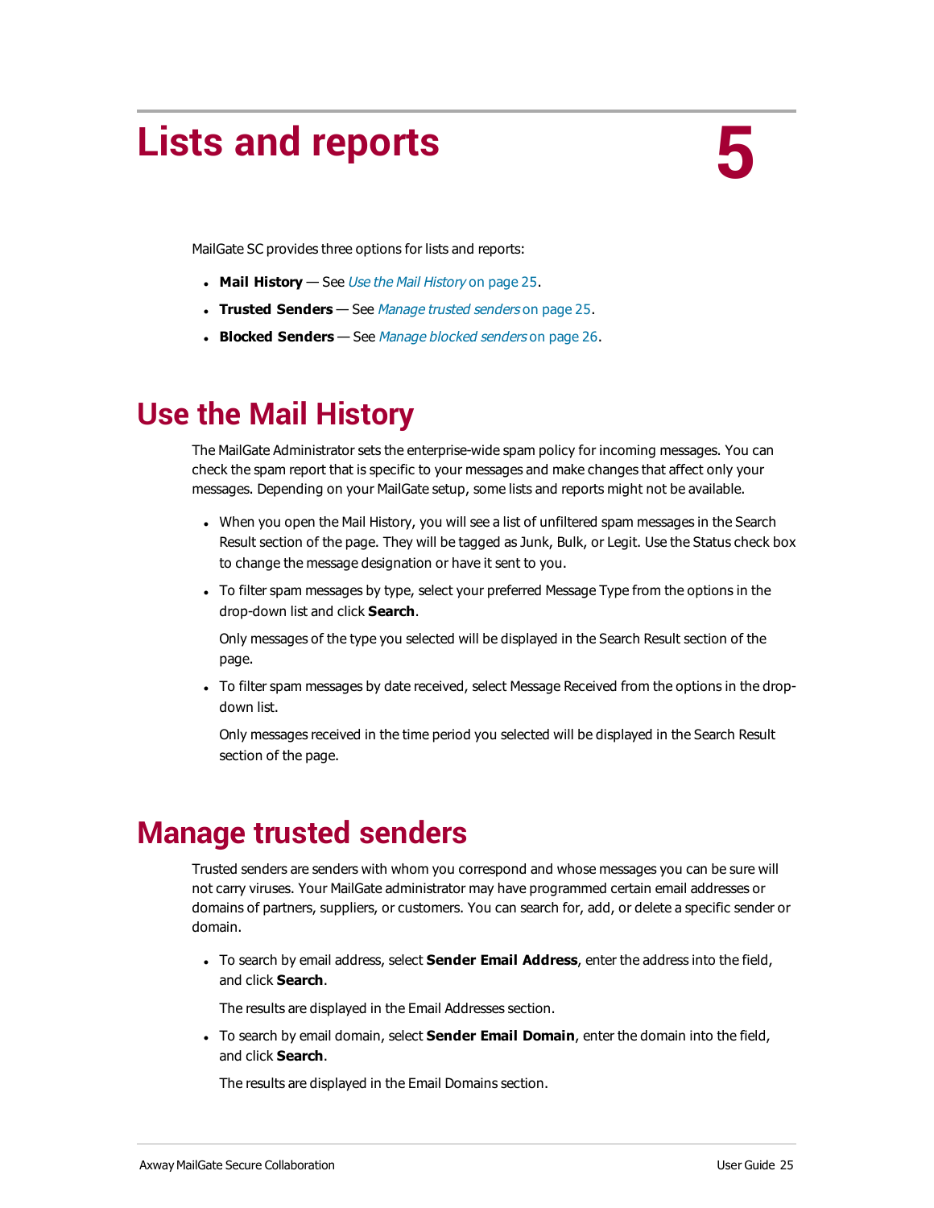# Lists and reports 5

MailGate SC provides three options for lists and reports:

- **Mail History** — See *Use the Mail History* on page 25.
- **Trusted Senders** — See *Manage trusted senders* on page 25.
- **Blocked Senders** — See *Manage blocked senders* on page 26.

## Use the Mail History

The MailGate Administrator sets the enterprise-wide spam policy for incoming messages. You can check the spam report that is specific to your messages and make changes that affect only your messages. Depending on your MailGate setup, some lists and reports might not be available.

- When you open the Mail History, you will see a list of unfiltered spam messages in the Search Result section of the page. They will be tagged as Junk, Bulk, or Legit. Use the Status check box to change the message designation or have it sent to you.
- To filter spam messages by type, select your preferred Message Type from the options in the drop-down list and click **Search**.

  Only messages of the type you selected will be displayed in the Search Result section of the page.
- To filter spam messages by date received, select Message Received from the options in the drop-down list.

  Only messages received in the time period you selected will be displayed in the Search Result section of the page.

## Manage trusted senders

Trusted senders are senders with whom you correspond and whose messages you can be sure will not carry viruses. Your MailGate administrator may have programmed certain email addresses or domains of partners, suppliers, or customers. You can search for, add, or delete a specific sender or domain.

- To search by email address, select **Sender Email Address**, enter the address into the field, and click **Search**.

  The results are displayed in the Email Addresses section.
- To search by email domain, select **Sender Email Domain**, enter the domain into the field, and click **Search**.

  The results are displayed in the Email Domains section.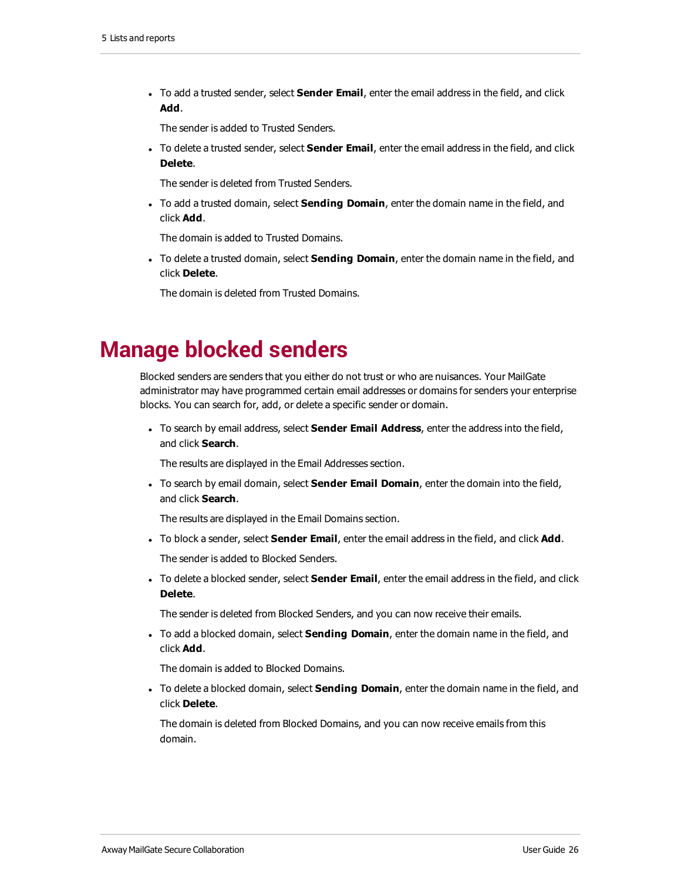- To add a trusted sender, select **Sender Email**, enter the email address in the field, and click **Add**.

  The sender is added to Trusted Senders.

- To delete a trusted sender, select **Sender Email**, enter the email address in the field, and click **Delete**.

  The sender is deleted from Trusted Senders.

- To add a trusted domain, select **Sending Domain**, enter the domain name in the field, and click **Add**.

  The domain is added to Trusted Domains.

- To delete a trusted domain, select **Sending Domain**, enter the domain name in the field, and click **Delete**.

  The domain is deleted from Trusted Domains.

# Manage blocked senders

Blocked senders are senders that you either do not trust or who are nuisances. Your MailGate administrator may have programmed certain email addresses or domains for senders your enterprise blocks. You can search for, add, or delete a specific sender or domain.

- To search by email address, select **Sender Email Address**, enter the address into the field, and click **Search**.

  The results are displayed in the Email Addresses section.

- To search by email domain, select **Sender Email Domain**, enter the domain into the field, and click **Search**.

  The results are displayed in the Email Domains section.

- To block a sender, select **Sender Email**, enter the email address in the field, and click **Add**.

  The sender is added to Blocked Senders.

- To delete a blocked sender, select **Sender Email**, enter the email address in the field, and click **Delete**.

  The sender is deleted from Blocked Senders, and you can now receive their emails.

- To add a blocked domain, select **Sending Domain**, enter the domain name in the field, and click **Add**.

  The domain is added to Blocked Domains.

- To delete a blocked domain, select **Sending Domain**, enter the domain name in the field, and click **Delete**.

  The domain is deleted from Blocked Domains, and you can now receive emails from this domain.